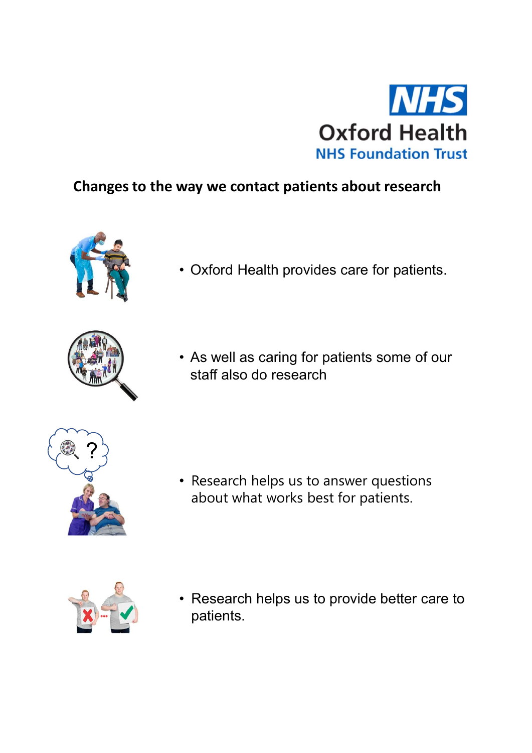NHS
Oxford Health
NHS Foundation Trust

## Changes to the way we contact patients about research

- Oxford Health provides care for patients.

- As well as caring for patients some of our staff also do research

- Research helps us to answer questions about what works best for patients.

- Research helps us to provide better care to patients.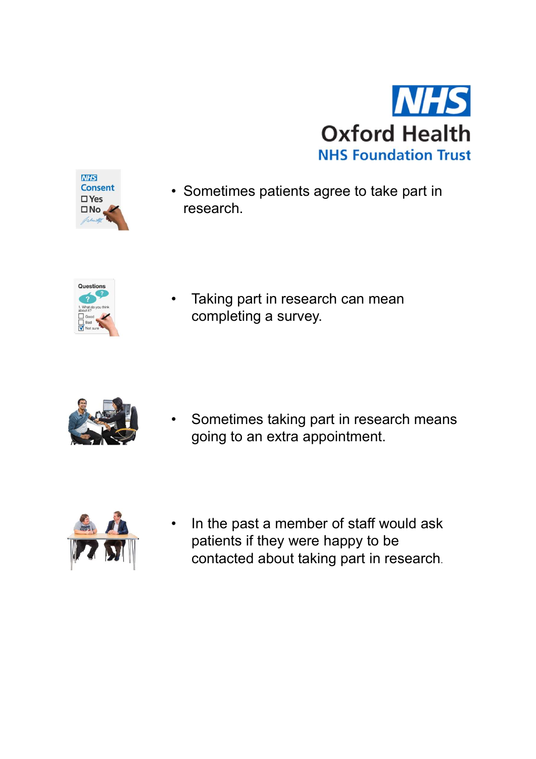- Sometimes patients agree to take part in research.

- Taking part in research can mean completing a survey.

- Sometimes taking part in research means going to an extra appointment.

- In the past a member of staff would ask patients if they were happy to be contacted about taking part in research.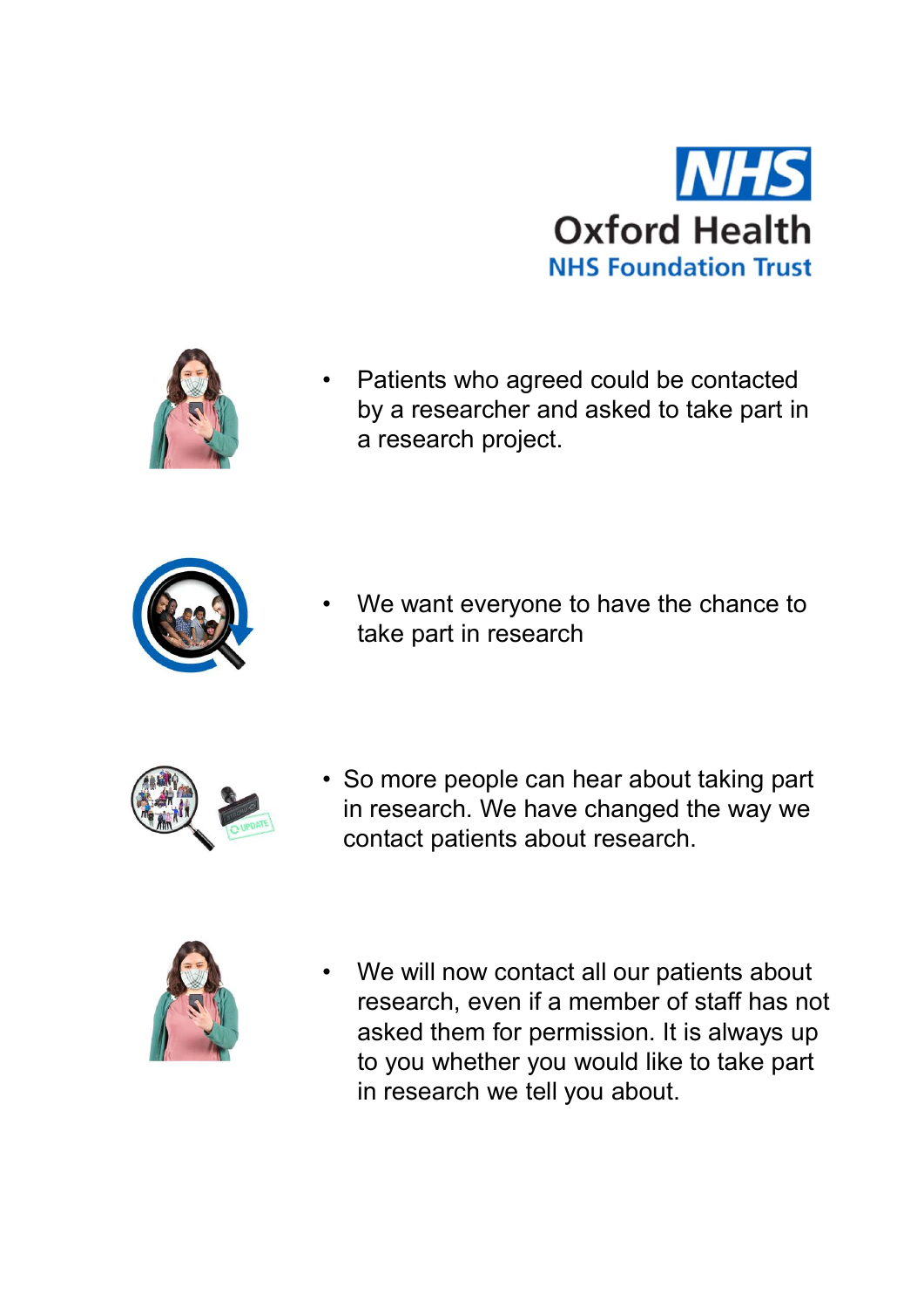NHS Oxford Health NHS Foundation Trust

- Patients who agreed could be contacted by a researcher and asked to take part in a research project.

- We want everyone to have the chance to take part in research

- So more people can hear about taking part in research. We have changed the way we contact patients about research.

- We will now contact all our patients about research, even if a member of staff has not asked them for permission. It is always up to you whether you would like to take part in research we tell you about.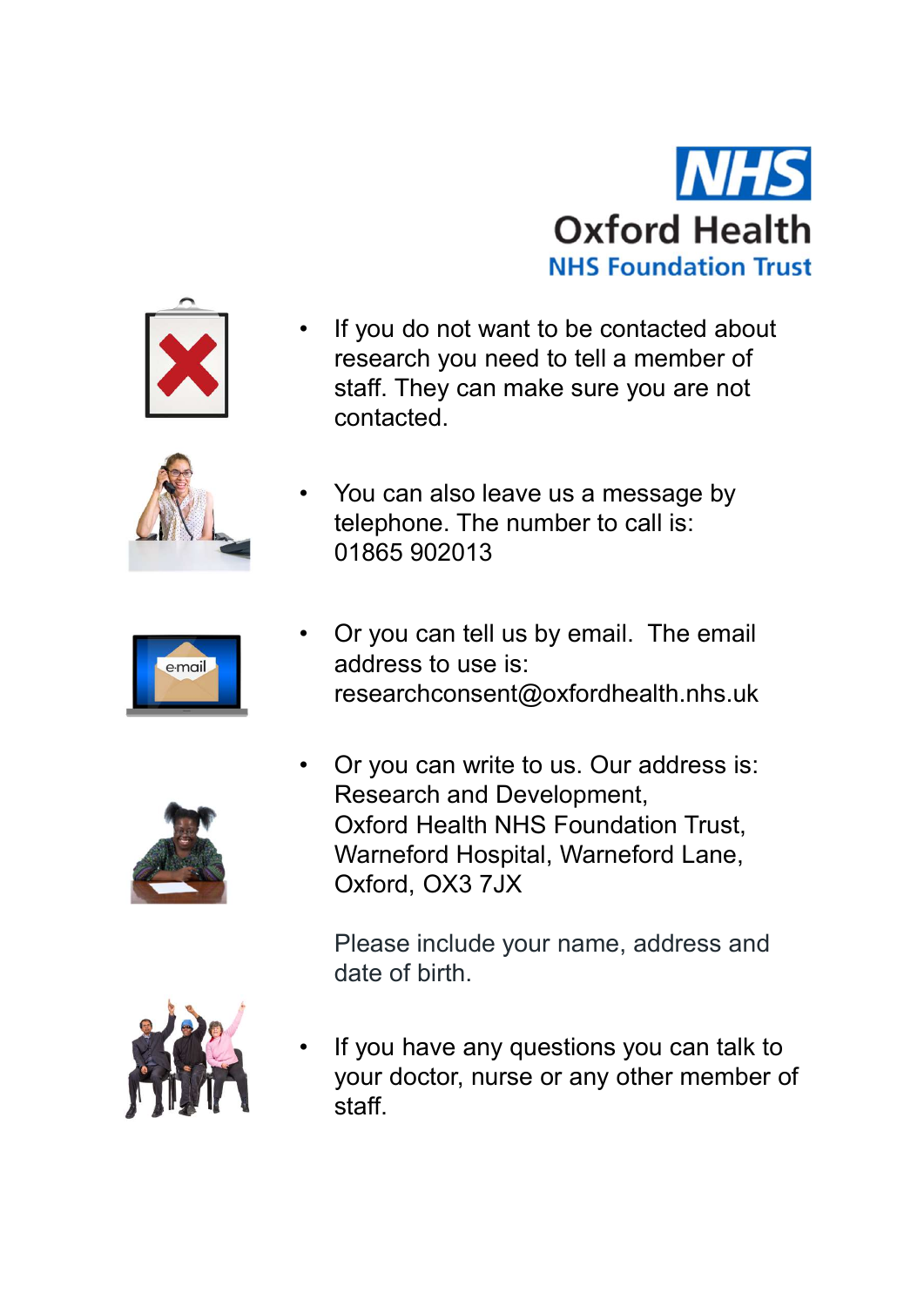NHS

Oxford Health

NHS Foundation Trust

- If you do not want to be contacted about research you need to tell a member of staff. They can make sure you are not contacted.
- You can also leave us a message by telephone. The number to call is: 01865 902013
- Or you can tell us by email. The email address to use is: researchconsent@oxfordhealth.nhs.uk
- Or you can write to us. Our address is:
  Research and Development,
  Oxford Health NHS Foundation Trust,
  Warneford Hospital, Warneford Lane,
  Oxford, OX3 7JX

  Please include your name, address and date of birth.
- If you have any questions you can talk to your doctor, nurse or any other member of staff.